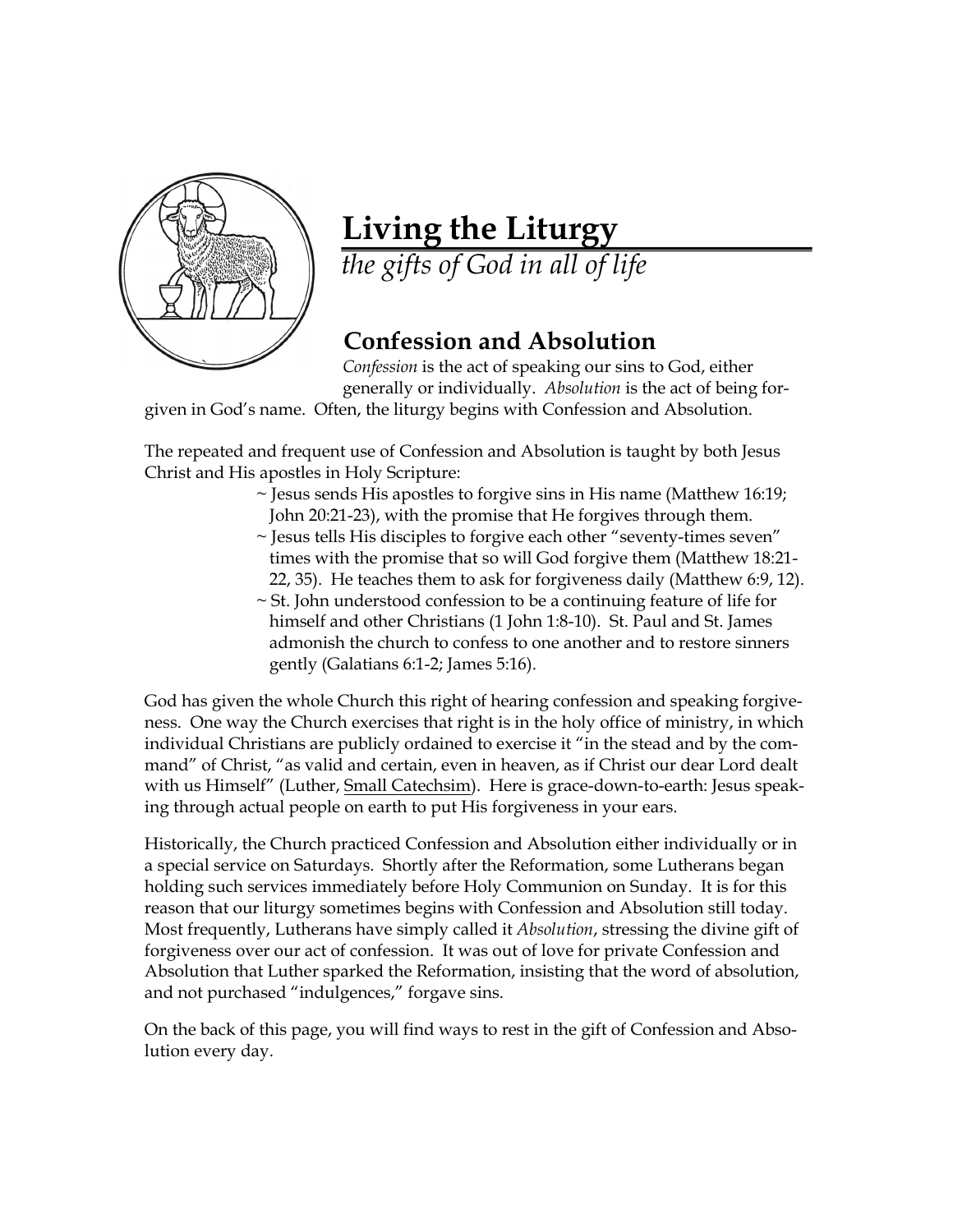# Living the Liturgy

*the gifts of God in all of life*

## Confession and Absolution

*Confession* is the act of speaking our sins to God, either generally or individually. *Absolution* is the act of being forgiven in God's name. Often, the liturgy begins with Confession and Absolution.

The repeated and frequent use of Confession and Absolution is taught by both Jesus Christ and His apostles in Holy Scripture:

~ Jesus sends His apostles to forgive sins in His name (Matthew 16:19; John 20:21-23), with the promise that He forgives through them.

~ Jesus tells His disciples to forgive each other "seventy-times seven" times with the promise that so will God forgive them (Matthew 18:21-22, 35). He teaches them to ask for forgiveness daily (Matthew 6:9, 12).

~ St. John understood confession to be a continuing feature of life for himself and other Christians (1 John 1:8-10). St. Paul and St. James admonish the church to confess to one another and to restore sinners gently (Galatians 6:1-2; James 5:16).

God has given the whole Church this right of hearing confession and speaking forgiveness. One way the Church exercises that right is in the holy office of ministry, in which individual Christians are publicly ordained to exercise it "in the stead and by the command" of Christ, "as valid and certain, even in heaven, as if Christ our dear Lord dealt with us Himself" (Luther, Small Catechsim). Here is grace-down-to-earth: Jesus speaking through actual people on earth to put His forgiveness in your ears.

Historically, the Church practiced Confession and Absolution either individually or in a special service on Saturdays. Shortly after the Reformation, some Lutherans began holding such services immediately before Holy Communion on Sunday. It is for this reason that our liturgy sometimes begins with Confession and Absolution still today. Most frequently, Lutherans have simply called it *Absolution*, stressing the divine gift of forgiveness over our act of confession. It was out of love for private Confession and Absolution that Luther sparked the Reformation, insisting that the word of absolution, and not purchased "indulgences," forgave sins.

On the back of this page, you will find ways to rest in the gift of Confession and Absolution every day.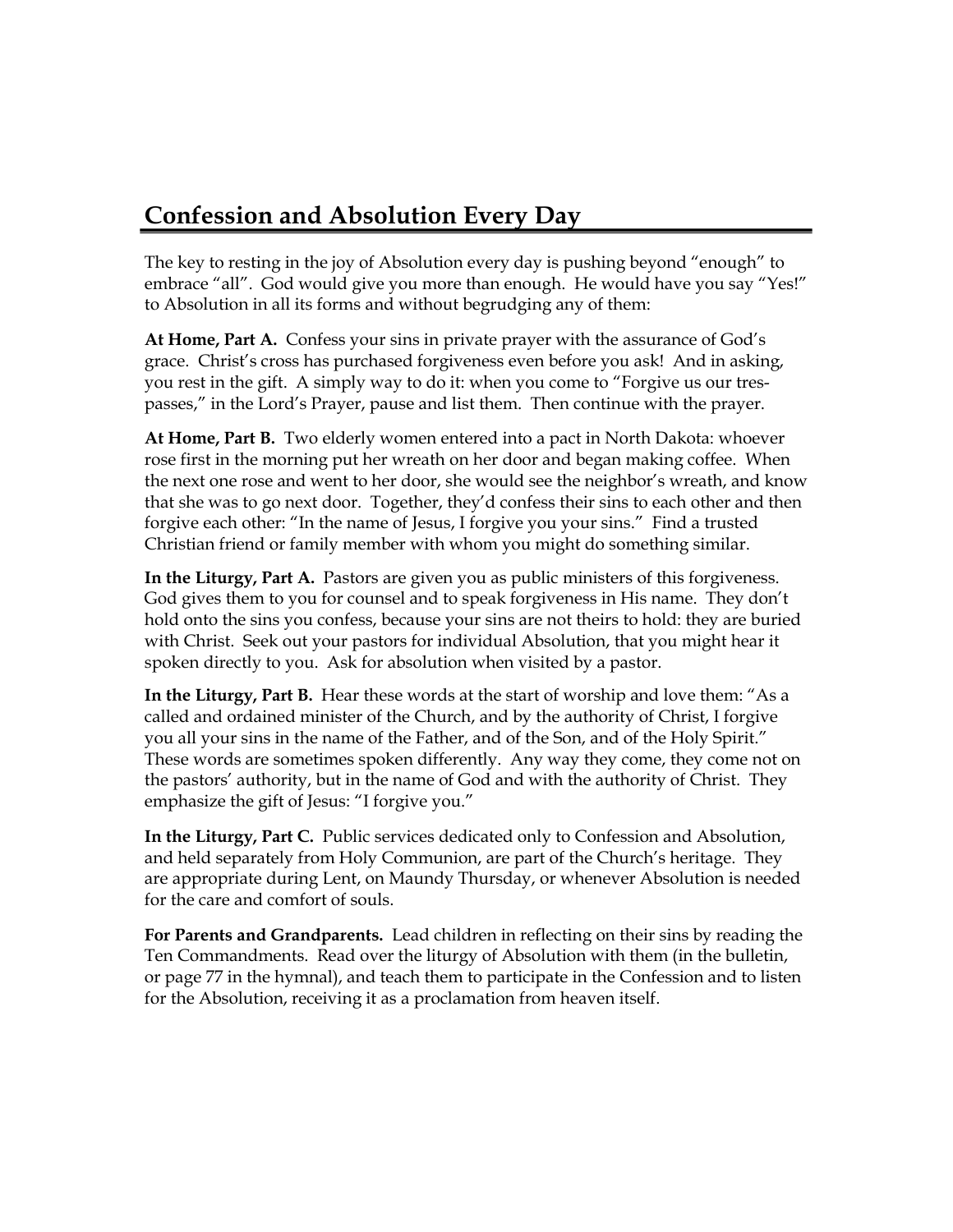## Confession and Absolution Every Day

The key to resting in the joy of Absolution every day is pushing beyond "enough" to embrace "all". God would give you more than enough. He would have you say "Yes!" to Absolution in all its forms and without begrudging any of them:

**At Home, Part A.** Confess your sins in private prayer with the assurance of God's grace. Christ's cross has purchased forgiveness even before you ask! And in asking, you rest in the gift. A simply way to do it: when you come to "Forgive us our trespasses," in the Lord's Prayer, pause and list them. Then continue with the prayer.

**At Home, Part B.** Two elderly women entered into a pact in North Dakota: whoever rose first in the morning put her wreath on her door and began making coffee. When the next one rose and went to her door, she would see the neighbor's wreath, and know that she was to go next door. Together, they'd confess their sins to each other and then forgive each other: "In the name of Jesus, I forgive you your sins." Find a trusted Christian friend or family member with whom you might do something similar.

**In the Liturgy, Part A.** Pastors are given you as public ministers of this forgiveness. God gives them to you for counsel and to speak forgiveness in His name. They don't hold onto the sins you confess, because your sins are not theirs to hold: they are buried with Christ. Seek out your pastors for individual Absolution, that you might hear it spoken directly to you. Ask for absolution when visited by a pastor.

**In the Liturgy, Part B.** Hear these words at the start of worship and love them: "As a called and ordained minister of the Church, and by the authority of Christ, I forgive you all your sins in the name of the Father, and of the Son, and of the Holy Spirit." These words are sometimes spoken differently. Any way they come, they come not on the pastors' authority, but in the name of God and with the authority of Christ. They emphasize the gift of Jesus: "I forgive you."

**In the Liturgy, Part C.** Public services dedicated only to Confession and Absolution, and held separately from Holy Communion, are part of the Church's heritage. They are appropriate during Lent, on Maundy Thursday, or whenever Absolution is needed for the care and comfort of souls.

**For Parents and Grandparents.** Lead children in reflecting on their sins by reading the Ten Commandments. Read over the liturgy of Absolution with them (in the bulletin, or page 77 in the hymnal), and teach them to participate in the Confession and to listen for the Absolution, receiving it as a proclamation from heaven itself.